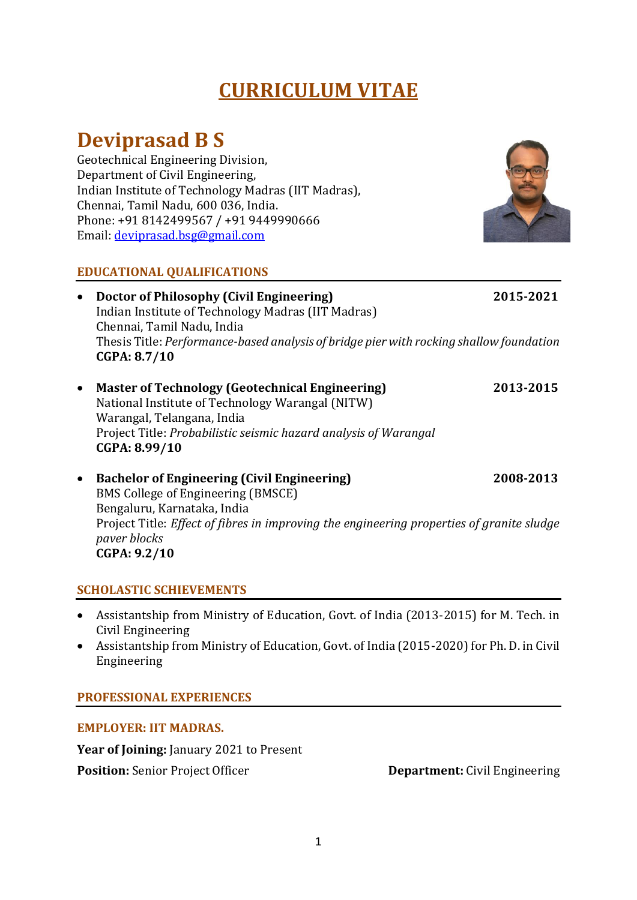# CURRICULUM VITAE

# Deviprasad B S

Geotechnical Engineering Division,
Department of Civil Engineering,
Indian Institute of Technology Madras (IIT Madras),
Chennai, Tamil Nadu, 600 036, India.
Phone: +91 8142499567 / +91 9449990666
Email: deviprasad.bsg@gmail.com

## EDUCATIONAL QUALIFICATIONS

- **Doctor of Philosophy (Civil Engineering)** **2015-2021**
  Indian Institute of Technology Madras (IIT Madras)
  Chennai, Tamil Nadu, India
  Thesis Title: *Performance-based analysis of bridge pier with rocking shallow foundation*
  **CGPA: 8.7/10**

- **Master of Technology (Geotechnical Engineering)** **2013-2015**
  National Institute of Technology Warangal (NITW)
  Warangal, Telangana, India
  Project Title: *Probabilistic seismic hazard analysis of Warangal*
  **CGPA: 8.99/10**

- **Bachelor of Engineering (Civil Engineering)** **2008-2013**
  BMS College of Engineering (BMSCE)
  Bengaluru, Karnataka, India
  Project Title: *Effect of fibres in improving the engineering properties of granite sludge paver blocks*
  **CGPA: 9.2/10**

## SCHOLASTIC SCHIEVEMENTS

- Assistantship from Ministry of Education, Govt. of India (2013-2015) for M. Tech. in Civil Engineering
- Assistantship from Ministry of Education, Govt. of India (2015-2020) for Ph. D. in Civil Engineering

## PROFESSIONAL EXPERIENCES

### EMPLOYER: IIT MADRAS.

**Year of Joining:** January 2021 to Present

**Position:** Senior Project Officer **Department:** Civil Engineering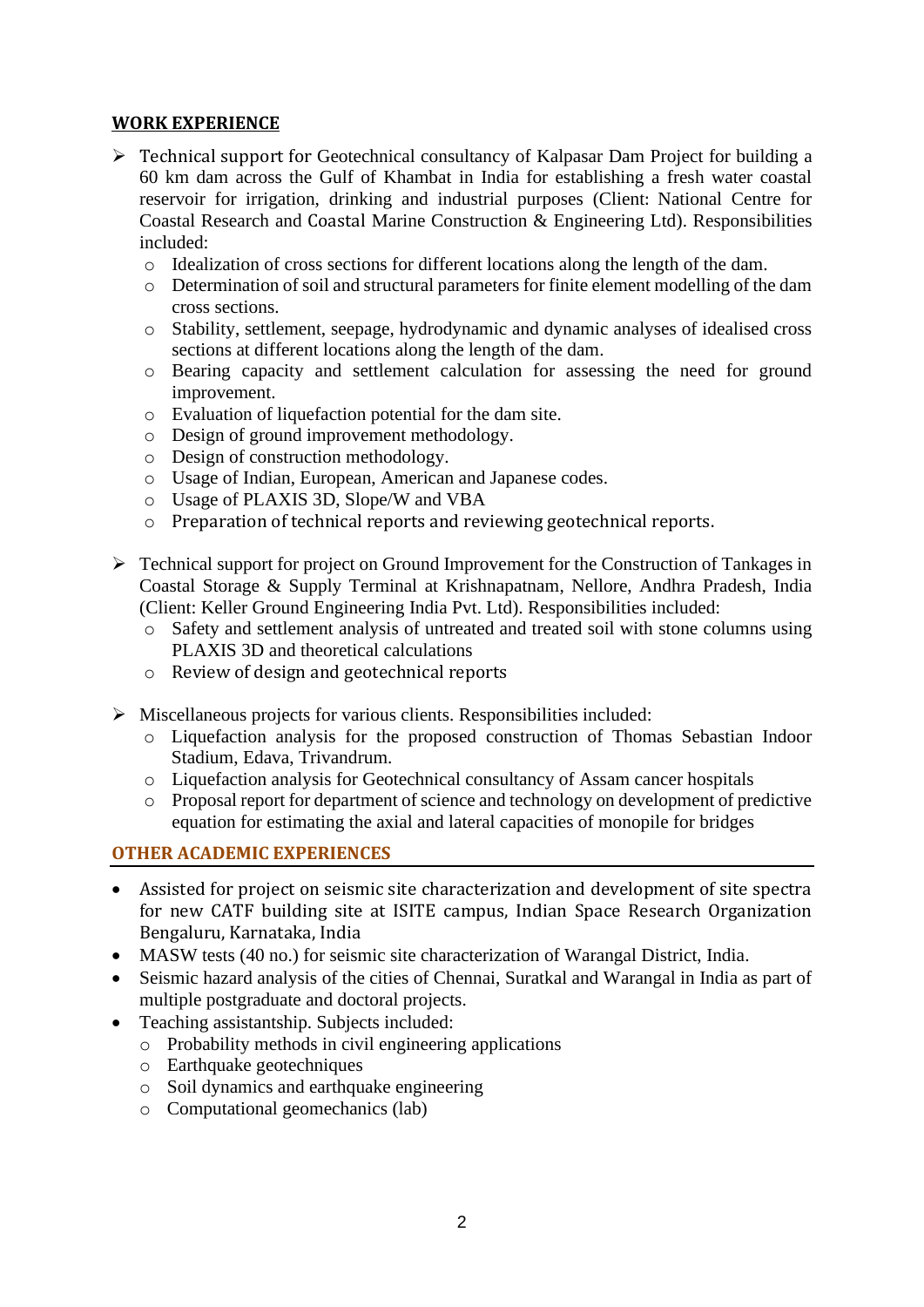## WORK EXPERIENCE

- Technical support for Geotechnical consultancy of Kalpasar Dam Project for building a 60 km dam across the Gulf of Khambat in India for establishing a fresh water coastal reservoir for irrigation, drinking and industrial purposes (Client: National Centre for Coastal Research and Coastal Marine Construction & Engineering Ltd). Responsibilities included:
  - Idealization of cross sections for different locations along the length of the dam.
  - Determination of soil and structural parameters for finite element modelling of the dam cross sections.
  - Stability, settlement, seepage, hydrodynamic and dynamic analyses of idealised cross sections at different locations along the length of the dam.
  - Bearing capacity and settlement calculation for assessing the need for ground improvement.
  - Evaluation of liquefaction potential for the dam site.
  - Design of ground improvement methodology.
  - Design of construction methodology.
  - Usage of Indian, European, American and Japanese codes.
  - Usage of PLAXIS 3D, Slope/W and VBA
  - Preparation of technical reports and reviewing geotechnical reports.

- Technical support for project on Ground Improvement for the Construction of Tankages in Coastal Storage & Supply Terminal at Krishnapatnam, Nellore, Andhra Pradesh, India (Client: Keller Ground Engineering India Pvt. Ltd). Responsibilities included:
  - Safety and settlement analysis of untreated and treated soil with stone columns using PLAXIS 3D and theoretical calculations
  - Review of design and geotechnical reports

- Miscellaneous projects for various clients. Responsibilities included:
  - Liquefaction analysis for the proposed construction of Thomas Sebastian Indoor Stadium, Edava, Trivandrum.
  - Liquefaction analysis for Geotechnical consultancy of Assam cancer hospitals
  - Proposal report for department of science and technology on development of predictive equation for estimating the axial and lateral capacities of monopile for bridges

## OTHER ACADEMIC EXPERIENCES

- Assisted for project on seismic site characterization and development of site spectra for new CATF building site at ISITE campus, Indian Space Research Organization Bengaluru, Karnataka, India
- MASW tests (40 no.) for seismic site characterization of Warangal District, India.
- Seismic hazard analysis of the cities of Chennai, Suratkal and Warangal in India as part of multiple postgraduate and doctoral projects.
- Teaching assistantship. Subjects included:
  - Probability methods in civil engineering applications
  - Earthquake geotechniques
  - Soil dynamics and earthquake engineering
  - Computational geomechanics (lab)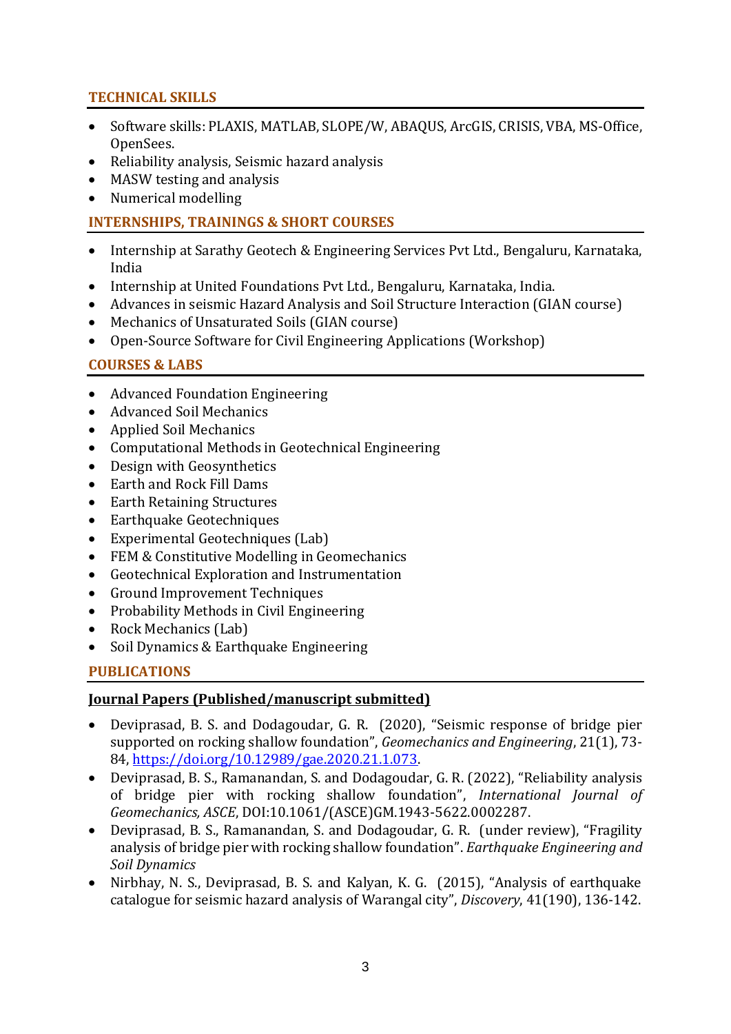## TECHNICAL SKILLS

- Software skills: PLAXIS, MATLAB, SLOPE/W, ABAQUS, ArcGIS, CRISIS, VBA, MS-Office, OpenSees.
- Reliability analysis, Seismic hazard analysis
- MASW testing and analysis
- Numerical modelling

## INTERNSHIPS, TRAININGS & SHORT COURSES

- Internship at Sarathy Geotech & Engineering Services Pvt Ltd., Bengaluru, Karnataka, India
- Internship at United Foundations Pvt Ltd., Bengaluru, Karnataka, India.
- Advances in seismic Hazard Analysis and Soil Structure Interaction (GIAN course)
- Mechanics of Unsaturated Soils (GIAN course)
- Open-Source Software for Civil Engineering Applications (Workshop)

## COURSES & LABS

- Advanced Foundation Engineering
- Advanced Soil Mechanics
- Applied Soil Mechanics
- Computational Methods in Geotechnical Engineering
- Design with Geosynthetics
- Earth and Rock Fill Dams
- Earth Retaining Structures
- Earthquake Geotechniques
- Experimental Geotechniques (Lab)
- FEM & Constitutive Modelling in Geomechanics
- Geotechnical Exploration and Instrumentation
- Ground Improvement Techniques
- Probability Methods in Civil Engineering
- Rock Mechanics (Lab)
- Soil Dynamics & Earthquake Engineering

## PUBLICATIONS

### Journal Papers (Published/manuscript submitted)

- Deviprasad, B. S. and Dodagoudar, G. R. (2020), "Seismic response of bridge pier supported on rocking shallow foundation", *Geomechanics and Engineering*, 21(1), 73-84, https://doi.org/10.12989/gae.2020.21.1.073.
- Deviprasad, B. S., Ramanandan, S. and Dodagoudar, G. R. (2022), "Reliability analysis of bridge pier with rocking shallow foundation", *International Journal of Geomechanics, ASCE*, DOI:10.1061/(ASCE)GM.1943-5622.0002287.
- Deviprasad, B. S., Ramanandan, S. and Dodagoudar, G. R. (under review), "Fragility analysis of bridge pier with rocking shallow foundation". *Earthquake Engineering and Soil Dynamics*
- Nirbhay, N. S., Deviprasad, B. S. and Kalyan, K. G. (2015), "Analysis of earthquake catalogue for seismic hazard analysis of Warangal city", *Discovery*, 41(190), 136-142.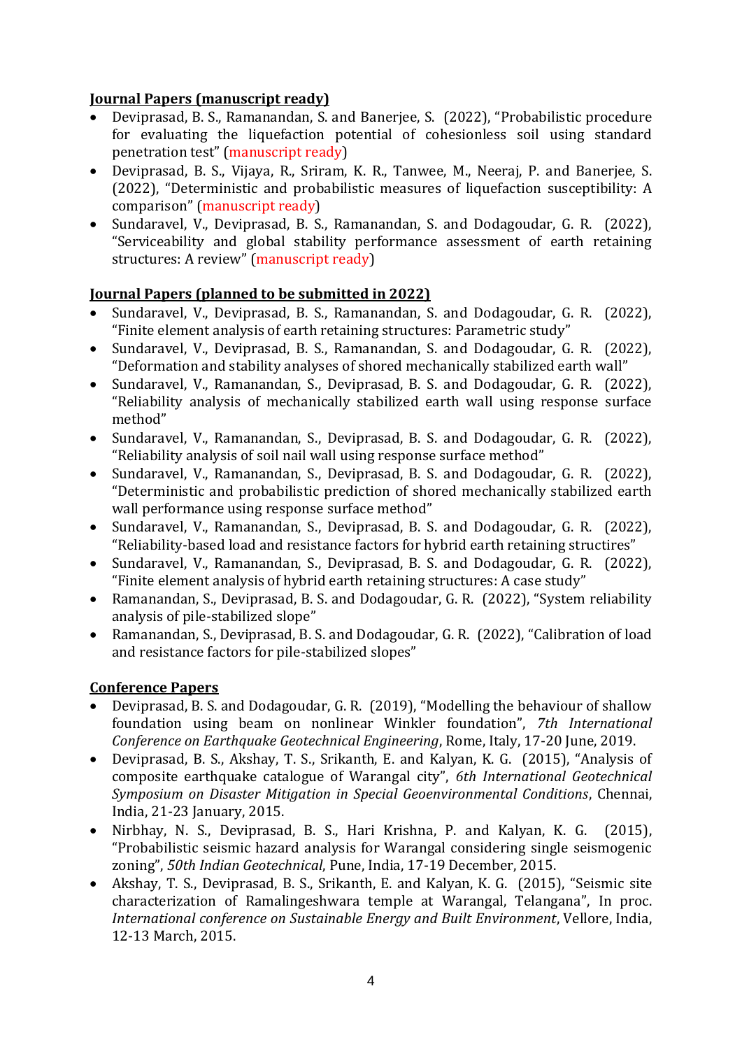**Journal Papers (manuscript ready)**

- Deviprasad, B. S., Ramanandan, S. and Banerjee, S. (2022), "Probabilistic procedure for evaluating the liquefaction potential of cohesionless soil using standard penetration test" (manuscript ready)
- Deviprasad, B. S., Vijaya, R., Sriram, K. R., Tanwee, M., Neeraj, P. and Banerjee, S. (2022), "Deterministic and probabilistic measures of liquefaction susceptibility: A comparison" (manuscript ready)
- Sundaravel, V., Deviprasad, B. S., Ramanandan, S. and Dodagoudar, G. R. (2022), "Serviceability and global stability performance assessment of earth retaining structures: A review" (manuscript ready)

**Journal Papers (planned to be submitted in 2022)**

- Sundaravel, V., Deviprasad, B. S., Ramanandan, S. and Dodagoudar, G. R. (2022), "Finite element analysis of earth retaining structures: Parametric study"
- Sundaravel, V., Deviprasad, B. S., Ramanandan, S. and Dodagoudar, G. R. (2022), "Deformation and stability analyses of shored mechanically stabilized earth wall"
- Sundaravel, V., Ramanandan, S., Deviprasad, B. S. and Dodagoudar, G. R. (2022), "Reliability analysis of mechanically stabilized earth wall using response surface method"
- Sundaravel, V., Ramanandan, S., Deviprasad, B. S. and Dodagoudar, G. R. (2022), "Reliability analysis of soil nail wall using response surface method"
- Sundaravel, V., Ramanandan, S., Deviprasad, B. S. and Dodagoudar, G. R. (2022), "Deterministic and probabilistic prediction of shored mechanically stabilized earth wall performance using response surface method"
- Sundaravel, V., Ramanandan, S., Deviprasad, B. S. and Dodagoudar, G. R. (2022), "Reliability-based load and resistance factors for hybrid earth retaining structires"
- Sundaravel, V., Ramanandan, S., Deviprasad, B. S. and Dodagoudar, G. R. (2022), "Finite element analysis of hybrid earth retaining structures: A case study"
- Ramanandan, S., Deviprasad, B. S. and Dodagoudar, G. R. (2022), "System reliability analysis of pile-stabilized slope"
- Ramanandan, S., Deviprasad, B. S. and Dodagoudar, G. R. (2022), "Calibration of load and resistance factors for pile-stabilized slopes"

**Conference Papers**

- Deviprasad, B. S. and Dodagoudar, G. R. (2019), "Modelling the behaviour of shallow foundation using beam on nonlinear Winkler foundation", *7th International Conference on Earthquake Geotechnical Engineering*, Rome, Italy, 17-20 June, 2019.
- Deviprasad, B. S., Akshay, T. S., Srikanth, E. and Kalyan, K. G. (2015), "Analysis of composite earthquake catalogue of Warangal city", *6th International Geotechnical Symposium on Disaster Mitigation in Special Geoenvironmental Conditions*, Chennai, India, 21-23 January, 2015.
- Nirbhay, N. S., Deviprasad, B. S., Hari Krishna, P. and Kalyan, K. G. (2015), "Probabilistic seismic hazard analysis for Warangal considering single seismogenic zoning", *50th Indian Geotechnical*, Pune, India, 17-19 December, 2015.
- Akshay, T. S., Deviprasad, B. S., Srikanth, E. and Kalyan, K. G. (2015), "Seismic site characterization of Ramalingeshwara temple at Warangal, Telangana", In proc. *International conference on Sustainable Energy and Built Environment*, Vellore, India, 12-13 March, 2015.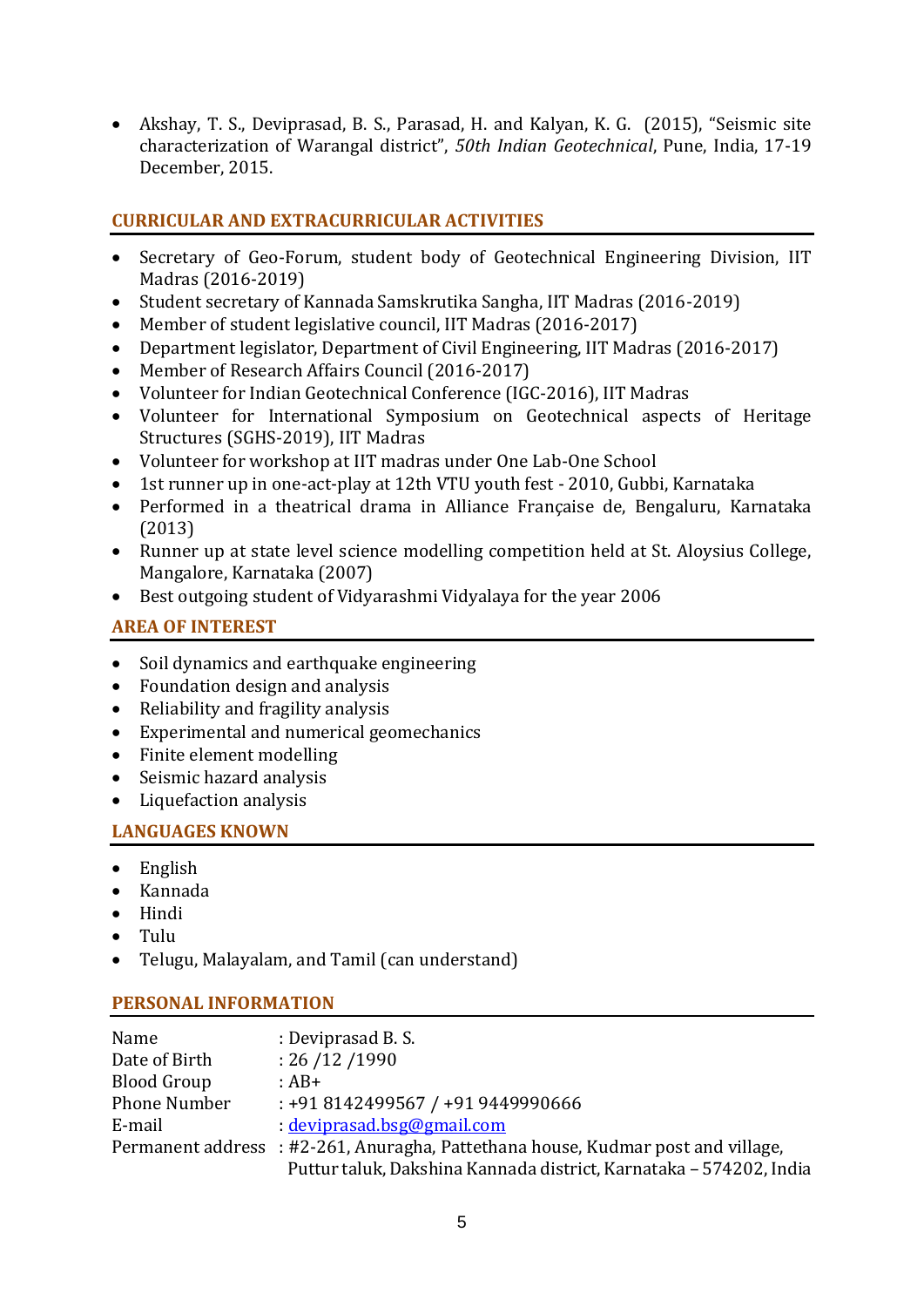- Akshay, T. S., Deviprasad, B. S., Parasad, H. and Kalyan, K. G. (2015), "Seismic site characterization of Warangal district", *50th Indian Geotechnical*, Pune, India, 17-19 December, 2015.

## CURRICULAR AND EXTRACURRICULAR ACTIVITIES

- Secretary of Geo-Forum, student body of Geotechnical Engineering Division, IIT Madras (2016-2019)
- Student secretary of Kannada Samskrutika Sangha, IIT Madras (2016-2019)
- Member of student legislative council, IIT Madras (2016-2017)
- Department legislator, Department of Civil Engineering, IIT Madras (2016-2017)
- Member of Research Affairs Council (2016-2017)
- Volunteer for Indian Geotechnical Conference (IGC-2016), IIT Madras
- Volunteer for International Symposium on Geotechnical aspects of Heritage Structures (SGHS-2019), IIT Madras
- Volunteer for workshop at IIT madras under One Lab-One School
- 1st runner up in one-act-play at 12th VTU youth fest - 2010, Gubbi, Karnataka
- Performed in a theatrical drama in Alliance Française de, Bengaluru, Karnataka (2013)
- Runner up at state level science modelling competition held at St. Aloysius College, Mangalore, Karnataka (2007)
- Best outgoing student of Vidyarashmi Vidyalaya for the year 2006

## AREA OF INTEREST

- Soil dynamics and earthquake engineering
- Foundation design and analysis
- Reliability and fragility analysis
- Experimental and numerical geomechanics
- Finite element modelling
- Seismic hazard analysis
- Liquefaction analysis

## LANGUAGES KNOWN

- English
- Kannada
- Hindi
- Tulu
- Telugu, Malayalam, and Tamil (can understand)

## PERSONAL INFORMATION

| | |
|---|---|
| Name | : Deviprasad B. S. |
| Date of Birth | : 26 /12 /1990 |
| Blood Group | : AB+ |
| Phone Number | : +91 8142499567 / +91 9449990666 |
| E-mail | : deviprasad.bsg@gmail.com |
| Permanent address | : #2-261, Anuragha, Pattethana house, Kudmar post and village, Puttur taluk, Dakshina Kannada district, Karnataka – 574202, India |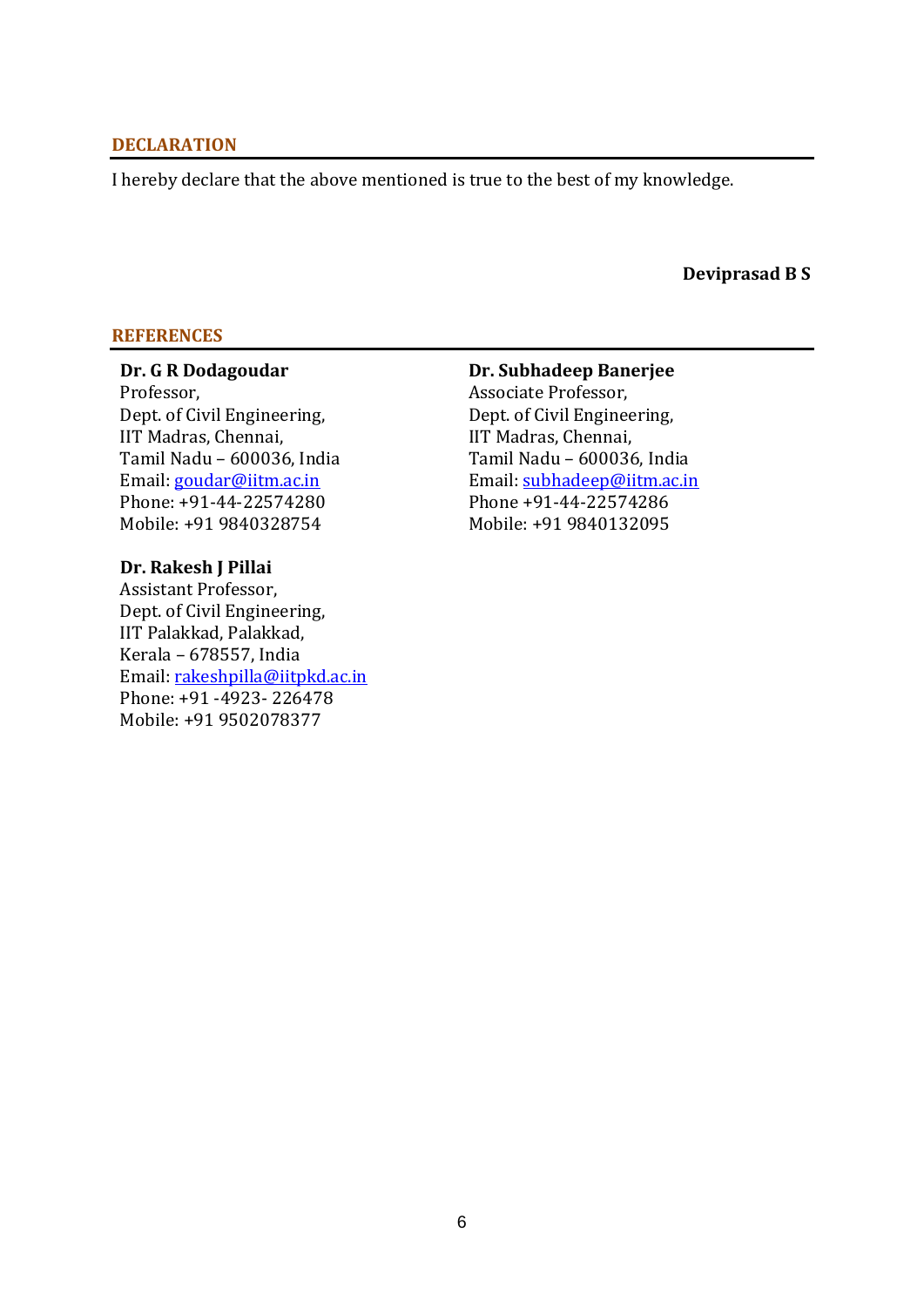## DECLARATION

I hereby declare that the above mentioned is true to the best of my knowledge.

**Deviprasad B S**

## REFERENCES

**Dr. G R Dodagoudar**
Professor,
Dept. of Civil Engineering,
IIT Madras, Chennai,
Tamil Nadu – 600036, India
Email: goudar@iitm.ac.in
Phone: +91-44-22574280
Mobile: +91 9840328754

**Dr. Subhadeep Banerjee**
Associate Professor,
Dept. of Civil Engineering,
IIT Madras, Chennai,
Tamil Nadu – 600036, India
Email: subhadeep@iitm.ac.in
Phone +91-44-22574286
Mobile: +91 9840132095

**Dr. Rakesh J Pillai**
Assistant Professor,
Dept. of Civil Engineering,
IIT Palakkad, Palakkad,
Kerala – 678557, India
Email: rakeshpilla@iitpkd.ac.in
Phone: +91 -4923- 226478
Mobile: +91 9502078377